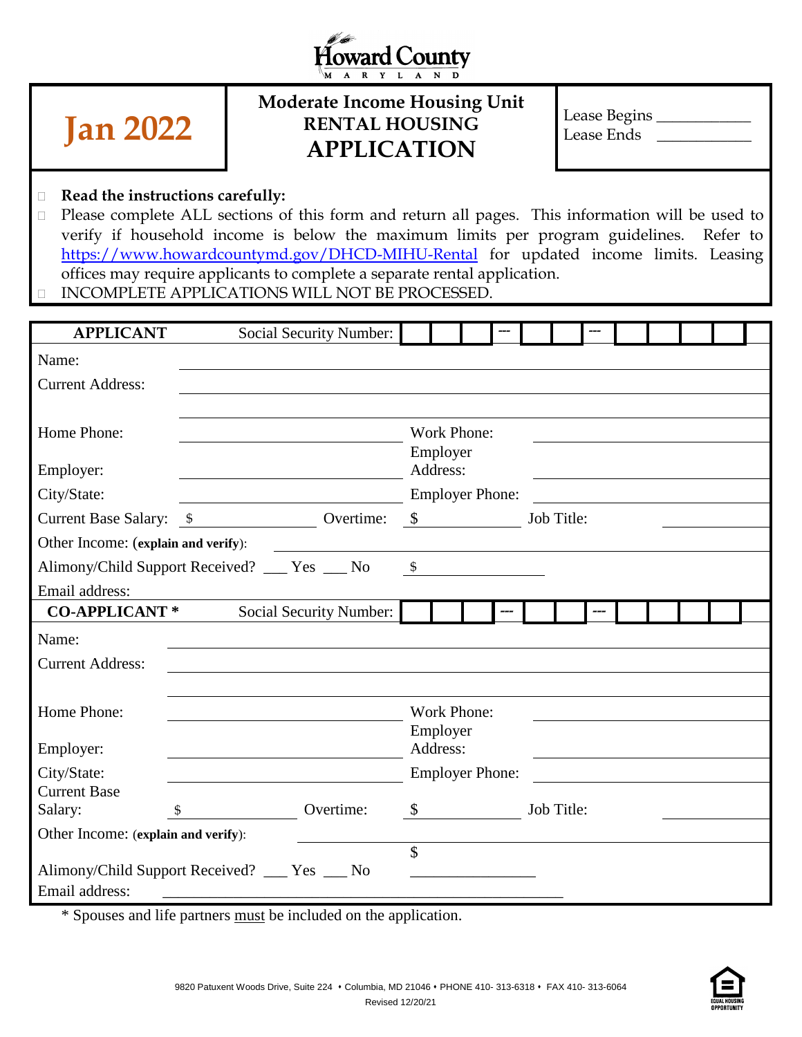Howard County
MARYLAND

| Jan 2022 | Moderate Income Housing Unit<br>RENTAL HOUSING<br>**APPLICATION** | Lease Begins \_\_\_\_\_\_\_\_\_\_\_<br>Lease Ends \_\_\_\_\_\_\_\_\_\_\_ |
|---|---|---|

- **Read the instructions carefully:**
- Please complete ALL sections of this form and return all pages. This information will be used to verify if household income is below the maximum limits per program guidelines. Refer to https://www.howardcountymd.gov/DHCD-MIHU-Rental for updated income limits. Leasing offices may require applicants to complete a separate rental application.
- INCOMPLETE APPLICATIONS WILL NOT BE PROCESSED.

**APPLICANT** Social Security Number: \_\_\_ \_\_\_ \_\_\_ --- \_\_\_ \_\_\_ --- \_\_\_ \_\_\_ \_\_\_ \_\_\_

Name: \_\_\_\_\_\_\_\_\_\_\_\_\_\_\_\_\_\_\_\_\_\_\_\_\_\_\_\_\_\_

Current Address: \_\_\_\_\_\_\_\_\_\_\_\_\_\_\_\_\_\_\_\_\_\_\_\_\_\_\_\_\_\_

Home Phone: \_\_\_\_\_\_\_\_\_\_\_\_\_\_\_ Work Phone: \_\_\_\_\_\_\_\_\_\_\_\_\_\_\_

Employer: \_\_\_\_\_\_\_\_\_\_\_\_\_\_\_ Employer Address: \_\_\_\_\_\_\_\_\_\_\_\_\_\_\_

City/State: \_\_\_\_\_\_\_\_\_\_\_\_\_\_\_ Employer Phone: \_\_\_\_\_\_\_\_\_\_\_\_\_\_\_

Current Base Salary: $ \_\_\_\_\_\_\_\_\_\_ Overtime: $ \_\_\_\_\_\_\_\_\_\_ Job Title: \_\_\_\_\_\_\_\_\_\_

Other Income: (**explain and verify**): \_\_\_\_\_\_\_\_\_\_\_\_\_\_\_\_\_\_\_\_\_\_\_\_\_\_\_\_\_\_

Alimony/Child Support Received? \_\_\_ Yes \_\_\_ No $ \_\_\_\_\_\_\_\_\_\_

Email address:

**CO-APPLICANT \*** Social Security Number: \_\_\_ \_\_\_ \_\_\_ --- \_\_\_ \_\_\_ --- \_\_\_ \_\_\_ \_\_\_ \_\_\_

Name: \_\_\_\_\_\_\_\_\_\_\_\_\_\_\_\_\_\_\_\_\_\_\_\_\_\_\_\_\_\_

Current Address: \_\_\_\_\_\_\_\_\_\_\_\_\_\_\_\_\_\_\_\_\_\_\_\_\_\_\_\_\_\_

Home Phone: \_\_\_\_\_\_\_\_\_\_\_\_\_\_\_ Work Phone: \_\_\_\_\_\_\_\_\_\_\_\_\_\_\_

Employer: \_\_\_\_\_\_\_\_\_\_\_\_\_\_\_ Employer Address: \_\_\_\_\_\_\_\_\_\_\_\_\_\_\_

City/State: \_\_\_\_\_\_\_\_\_\_\_\_\_\_\_ Employer Phone: \_\_\_\_\_\_\_\_\_\_\_\_\_\_\_

Current Base Salary: $ \_\_\_\_\_\_\_\_\_\_ Overtime: $ \_\_\_\_\_\_\_\_\_\_ Job Title: \_\_\_\_\_\_\_\_\_\_

Other Income: (**explain and verify**): \_\_\_\_\_\_\_\_\_\_\_\_\_\_\_\_\_\_\_\_\_\_\_\_\_\_\_\_\_\_

Alimony/Child Support Received? \_\_\_ Yes \_\_\_ No $ \_\_\_\_\_\_\_\_\_\_

Email address: \_\_\_\_\_\_\_\_\_\_\_\_\_\_\_\_\_\_\_\_\_\_\_\_\_\_\_\_\_\_

\* Spouses and life partners must be included on the application.

9820 Patuxent Woods Drive, Suite 224 • Columbia, MD 21046 • PHONE 410- 313-6318 • FAX 410- 313-6064

Revised 12/20/21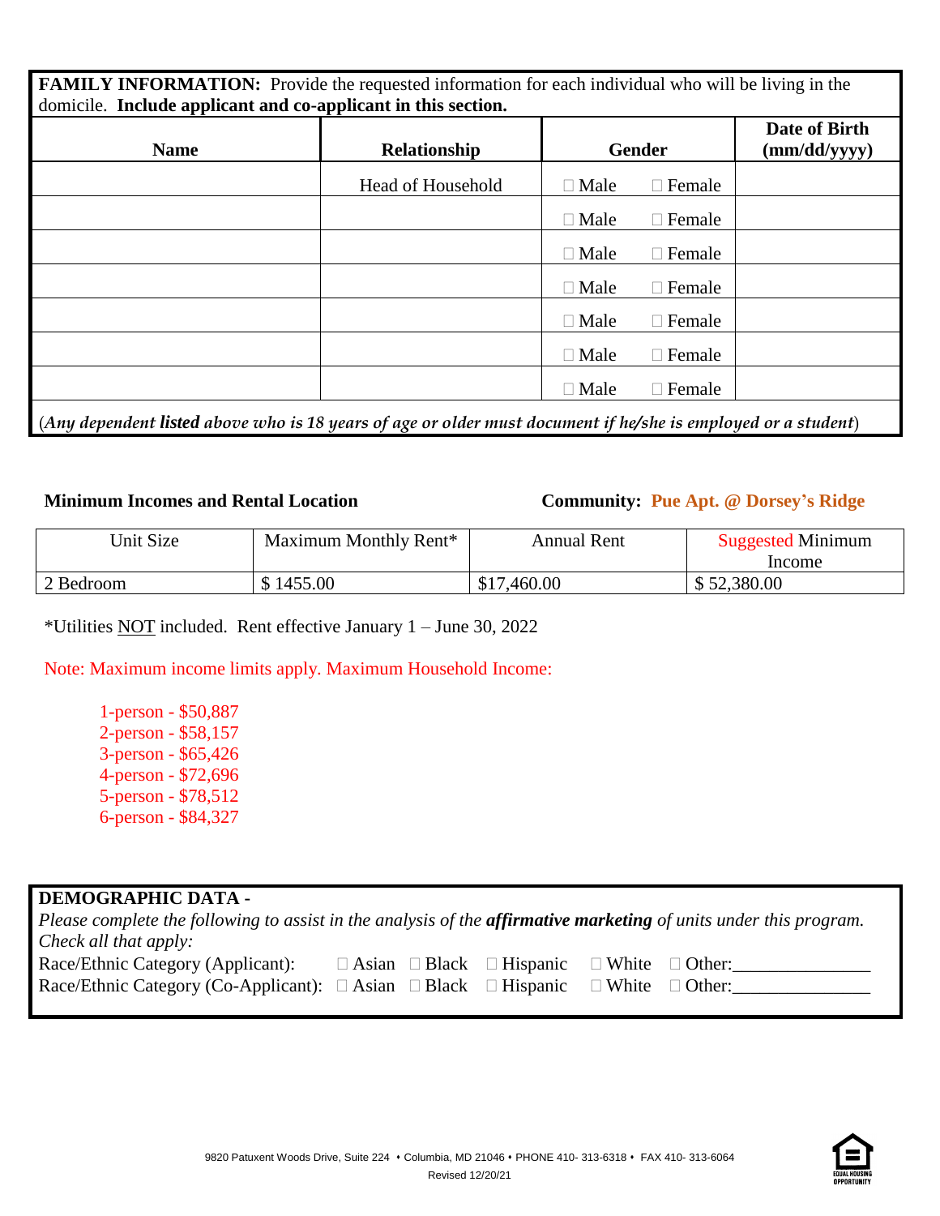**FAMILY INFORMATION:** Provide the requested information for each individual who will be living in the domicile. **Include applicant and co-applicant in this section.**

| Name | Relationship | Gender | Date of Birth (mm/dd/yyyy) |
|---|---|---|---|
| | Head of Household | ☐ Male ☐ Female | |
| | | ☐ Male ☐ Female | |
| | | ☐ Male ☐ Female | |
| | | ☐ Male ☐ Female | |
| | | ☐ Male ☐ Female | |
| | | ☐ Male ☐ Female | |
| | | ☐ Male ☐ Female | |

(*Any dependent **listed** above who is 18 years of age or older must document if he/she is employed or a student*)

**Minimum Incomes and Rental Location** **Community: Pue Apt. @ Dorsey's Ridge**

| Unit Size | Maximum Monthly Rent* | Annual Rent | Suggested Minimum Income |
|---|---|---|---|
| 2 Bedroom | $ 1455.00 | $17,460.00 | $ 52,380.00 |

*Utilities NOT included. Rent effective January 1 – June 30, 2022

Note: Maximum income limits apply. Maximum Household Income:

- 1-person - $50,887
- 2-person - $58,157
- 3-person - $65,426
- 4-person - $72,696
- 5-person - $78,512
- 6-person - $84,327

**DEMOGRAPHIC DATA -**

*Please complete the following to assist in the analysis of the **affirmative marketing** of units under this program. Check all that apply:*

Race/Ethnic Category (Applicant): ☐ Asian ☐ Black ☐ Hispanic ☐ White ☐ Other:_______________

Race/Ethnic Category (Co-Applicant): ☐ Asian ☐ Black ☐ Hispanic ☐ White ☐ Other:_______________

9820 Patuxent Woods Drive, Suite 224 • Columbia, MD 21046 • PHONE 410- 313-6318 • FAX 410- 313-6064

Revised 12/20/21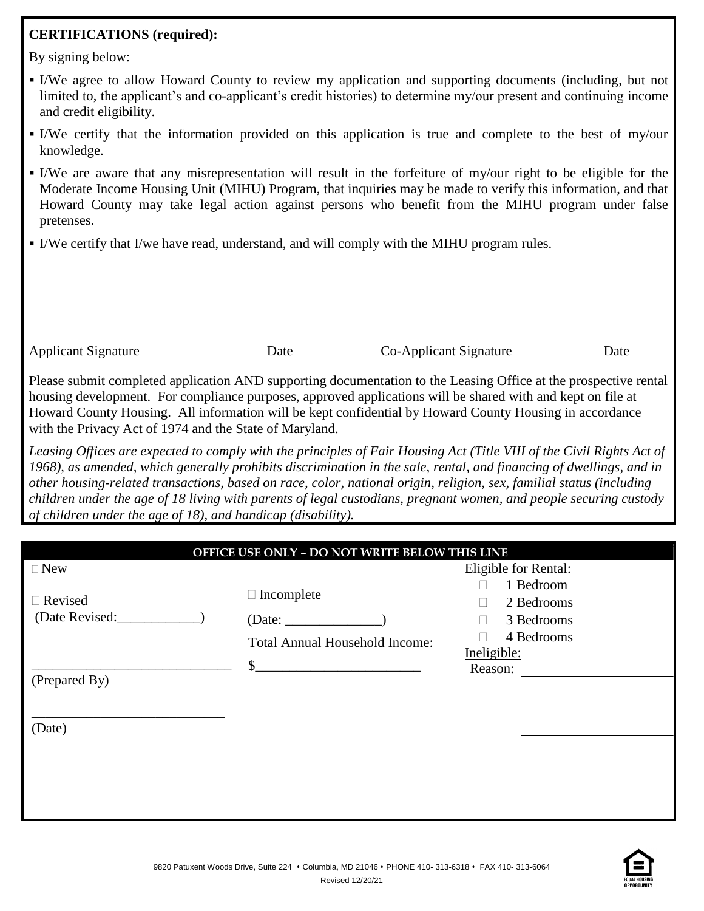**CERTIFICATIONS (required):**

By signing below:

- I/We agree to allow Howard County to review my application and supporting documents (including, but not limited to, the applicant's and co-applicant's credit histories) to determine my/our present and continuing income and credit eligibility.
- I/We certify that the information provided on this application is true and complete to the best of my/our knowledge.
- I/We are aware that any misrepresentation will result in the forfeiture of my/our right to be eligible for the Moderate Income Housing Unit (MIHU) Program, that inquiries may be made to verify this information, and that Howard County may take legal action against persons who benefit from the MIHU program under false pretenses.
- I/We certify that I/we have read, understand, and will comply with the MIHU program rules.

| Applicant Signature | Date | Co-Applicant Signature | Date |
|---|---|---|---|
| | | | |

Please submit completed application AND supporting documentation to the Leasing Office at the prospective rental housing development. For compliance purposes, approved applications will be shared with and kept on file at Howard County Housing. All information will be kept confidential by Howard County Housing in accordance with the Privacy Act of 1974 and the State of Maryland.

*Leasing Offices are expected to comply with the principles of Fair Housing Act (Title VIII of the Civil Rights Act of 1968), as amended, which generally prohibits discrimination in the sale, rental, and financing of dwellings, and in other housing-related transactions, based on race, color, national origin, religion, sex, familial status (including children under the age of 18 living with parents of legal custodians, pregnant women, and people securing custody of children under the age of 18), and handicap (disability).*

**OFFICE USE ONLY – DO NOT WRITE BELOW THIS LINE**

☐ New

☐ Revised
(Date Revised:____________)

____________________________
(Prepared By)

____________________________
(Date)

☐ Incomplete

(Date: ______________)

Total Annual Household Income:

$________________________

Eligible for Rental:

- ☐ 1 Bedroom
- ☐ 2 Bedrooms
- ☐ 3 Bedrooms
- ☐ 4 Bedrooms

Ineligible:

Reason: ____________________

9820 Patuxent Woods Drive, Suite 224 • Columbia, MD 21046 • PHONE 410- 313-6318 • FAX 410- 313-6064

Revised 12/20/21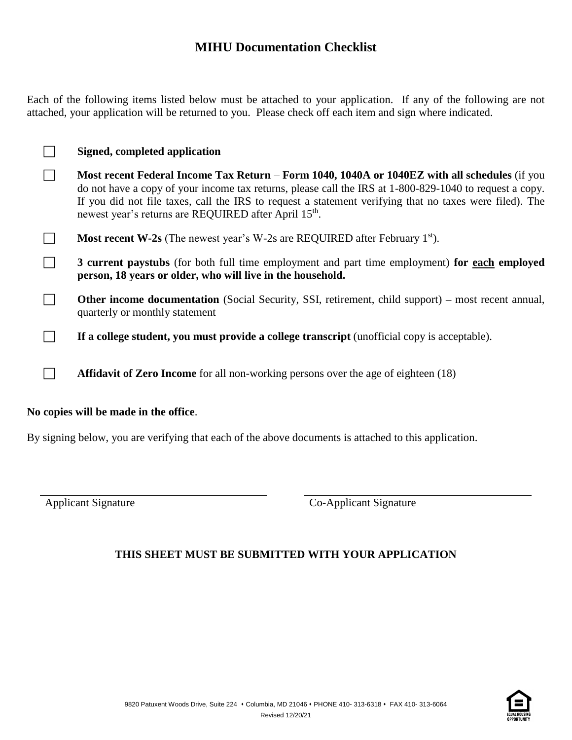# MIHU Documentation Checklist

Each of the following items listed below must be attached to your application. If any of the following are not attached, your application will be returned to you. Please check off each item and sign where indicated.

- ☐ **Signed, completed application**
- ☐ **Most recent Federal Income Tax Return** – **Form 1040, 1040A or 1040EZ with all schedules** (if you do not have a copy of your income tax returns, please call the IRS at 1-800-829-1040 to request a copy. If you did not file taxes, call the IRS to request a statement verifying that no taxes were filed). The newest year's returns are REQUIRED after April 15th.
- ☐ **Most recent W-2s** (The newest year's W-2s are REQUIRED after February 1st).
- ☐ **3 current paystubs** (for both full time employment and part time employment) **for each employed person, 18 years or older, who will live in the household.**
- ☐ **Other income documentation** (Social Security, SSI, retirement, child support) **–** most recent annual, quarterly or monthly statement
- ☐ **If a college student, you must provide a college transcript** (unofficial copy is acceptable).
- ☐ **Affidavit of Zero Income** for all non-working persons over the age of eighteen (18)

**No copies will be made in the office**.

By signing below, you are verifying that each of the above documents is attached to this application.

\_\_\_\_\_\_\_\_\_\_\_\_\_\_\_\_\_\_\_\_\_\_\_\_\_\_\_\_\_\_ \_\_\_\_\_\_\_\_\_\_\_\_\_\_\_\_\_\_\_\_\_\_\_\_\_\_\_\_\_\_

Applicant Signature Co-Applicant Signature

**THIS SHEET MUST BE SUBMITTED WITH YOUR APPLICATION**

9820 Patuxent Woods Drive, Suite 224 • Columbia, MD 21046 • PHONE 410- 313-6318 • FAX 410- 313-6064

Revised 12/20/21